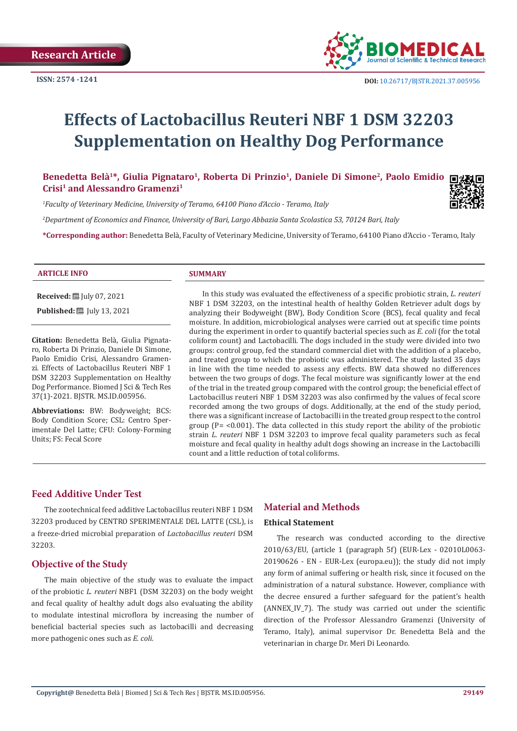Research Article

ISSN: 2574 -1241

DOI: 10.26717/BJSTR.2021.37.005956

# Effects of Lactobacillus Reuteri NBF 1 DSM 32203 Supplementation on Healthy Dog Performance

**Benedetta Belà[1]*, Giulia Pignataro[1], Roberta Di Prinzio[1], Daniele Di Simone[2], Paolo Emidio Crisi[1] and Alessandro Gramenzi[1]**

[1]*Faculty of Veterinary Medicine, University of Teramo, 64100 Piano d'Accio - Teramo, Italy*

[2]*Department of Economics and Finance, University of Bari, Largo Abbazia Santa Scolastica 53, 70124 Bari, Italy*

***Corresponding author:** Benedetta Belà, Faculty of Veterinary Medicine, University of Teramo, 64100 Piano d'Accio - Teramo, Italy

**ARTICLE INFO**

**Received:** July 07, 2021

**Published:** July 13, 2021

**Citation:** Benedetta Belà, Giulia Pignataro, Roberta Di Prinzio, Daniele Di Simone, Paolo Emidio Crisi, Alessandro Gramenzi. Effects of Lactobacillus Reuteri NBF 1 DSM 32203 Supplementation on Healthy Dog Performance. Biomed J Sci & Tech Res 37(1)-2021. BJSTR. MS.ID.005956.

**Abbreviations:** BW: Bodyweight; BCS: Body Condition Score; CSL: Centro Sperimentale Del Latte; CFU: Colony-Forming Units; FS: Fecal Score

**SUMMARY**

In this study was evaluated the effectiveness of a specific probiotic strain, *L. reuteri* NBF 1 DSM 32203, on the intestinal health of healthy Golden Retriever adult dogs by analyzing their Bodyweight (BW), Body Condition Score (BCS), fecal quality and fecal moisture. In addition, microbiological analyses were carried out at specific time points during the experiment in order to quantify bacterial species such as *E. coli* (for the total coliform count) and Lactobacilli. The dogs included in the study were divided into two groups: control group, fed the standard commercial diet with the addition of a placebo, and treated group to which the probiotic was administered. The study lasted 35 days in line with the time needed to assess any effects. BW data showed no differences between the two groups of dogs. The fecal moisture was significantly lower at the end of the trial in the treated group compared with the control group; the beneficial effect of Lactobacillus reuteri NBF 1 DSM 32203 was also confirmed by the values of fecal score recorded among the two groups of dogs. Additionally, at the end of the study period, there was a significant increase of Lactobacilli in the treated group respect to the control group ($P = <0.001$). The data collected in this study report the ability of the probiotic strain *L. reuteri* NBF 1 DSM 32203 to improve fecal quality parameters such as fecal moisture and fecal quality in healthy adult dogs showing an increase in the Lactobacilli count and a little reduction of total coliforms.

## Feed Additive Under Test

The zootechnical feed additive Lactobacillus reuteri NBF 1 DSM 32203 produced by CENTRO SPERIMENTALE DEL LATTE (CSL), is a freeze-dried microbial preparation of *Lactobacillus reuteri* DSM 32203.

## Objective of the Study

The main objective of the study was to evaluate the impact of the probiotic *L. reuteri* NBF1 (DSM 32203) on the body weight and fecal quality of healthy adult dogs also evaluating the ability to modulate intestinal microflora by increasing the number of beneficial bacterial species such as lactobacilli and decreasing more pathogenic ones such as *E. coli.*

## Material and Methods

### Ethical Statement

The research was conducted according to the directive 2010/63/EU, (article 1 (paragraph 5f) (EUR-Lex - 02010L0063-20190626 - EN - EUR-Lex (europa.eu)); the study did not imply any form of animal suffering or health risk, since it focused on the administration of a natural substance. However, compliance with the decree ensured a further safeguard for the patient's health (ANNEX_IV_7). The study was carried out under the scientific direction of the Professor Alessandro Gramenzi (University of Teramo, Italy), animal supervisor Dr. Benedetta Belà and the veterinarian in charge Dr. Meri Di Leonardo.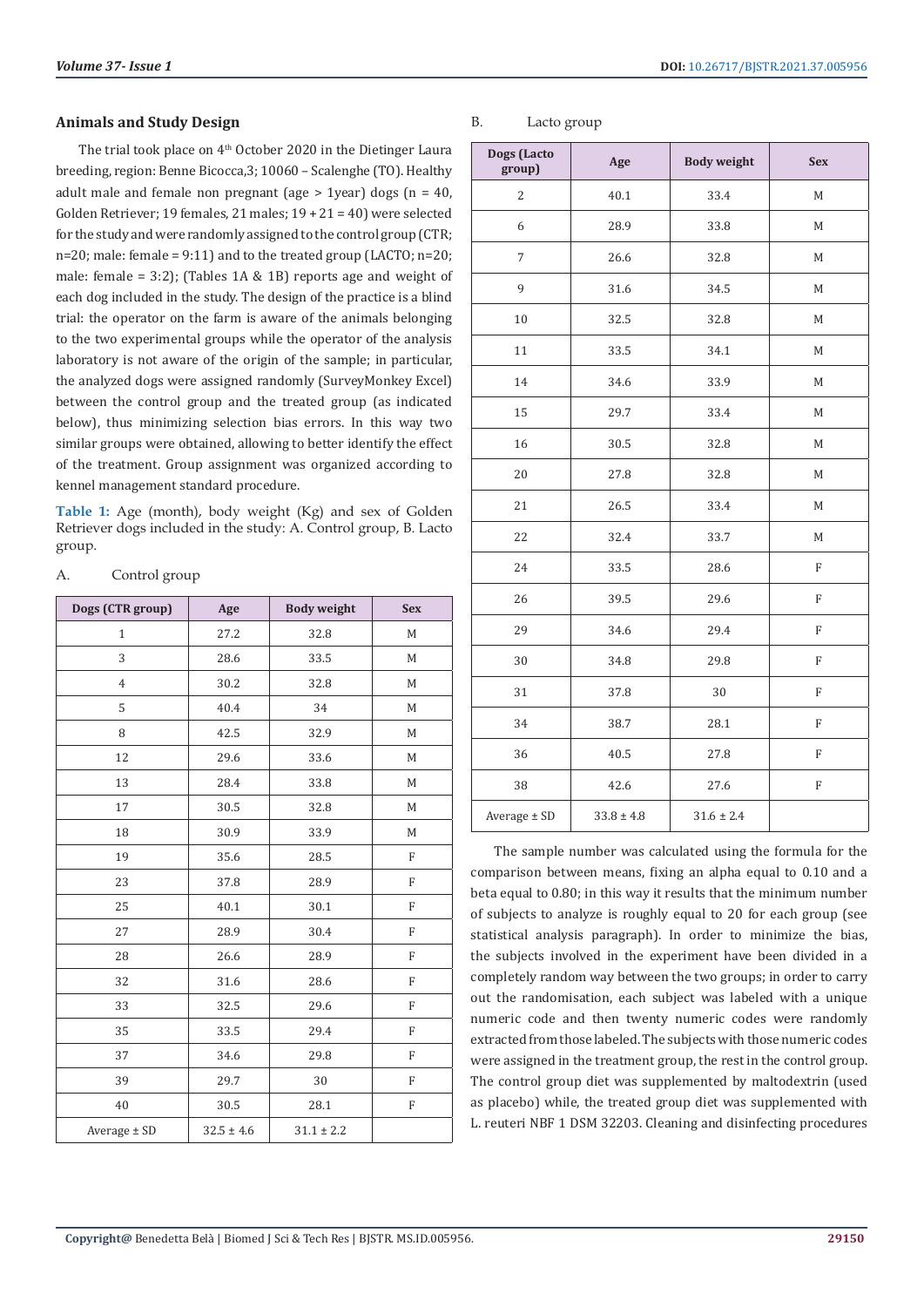## Animals and Study Design

The trial took place on 4th October 2020 in the Dietinger Laura breeding, region: Benne Bicocca,3; 10060 – Scalenghe (TO). Healthy adult male and female non pregnant (age > 1year) dogs (n = 40, Golden Retriever; 19 females, 21 males; 19 + 21 = 40) were selected for the study and were randomly assigned to the control group (CTR; n=20; male: female = 9:11) and to the treated group (LACTO; n=20; male: female = 3:2); (Tables 1A & 1B) reports age and weight of each dog included in the study. The design of the practice is a blind trial: the operator on the farm is aware of the animals belonging to the two experimental groups while the operator of the analysis laboratory is not aware of the origin of the sample; in particular, the analyzed dogs were assigned randomly (SurveyMonkey Excel) between the control group and the treated group (as indicated below), thus minimizing selection bias errors. In this way two similar groups were obtained, allowing to better identify the effect of the treatment. Group assignment was organized according to kennel management standard procedure.

**Table 1:** Age (month), body weight (Kg) and sex of Golden Retriever dogs included in the study: A. Control group, B. Lacto group.

A. Control group

| Dogs (CTR group) | Age | Body weight | Sex |
|---|---|---|---|
| 1 | 27.2 | 32.8 | M |
| 3 | 28.6 | 33.5 | M |
| 4 | 30.2 | 32.8 | M |
| 5 | 40.4 | 34 | M |
| 8 | 42.5 | 32.9 | M |
| 12 | 29.6 | 33.6 | M |
| 13 | 28.4 | 33.8 | M |
| 17 | 30.5 | 32.8 | M |
| 18 | 30.9 | 33.9 | M |
| 19 | 35.6 | 28.5 | F |
| 23 | 37.8 | 28.9 | F |
| 25 | 40.1 | 30.1 | F |
| 27 | 28.9 | 30.4 | F |
| 28 | 26.6 | 28.9 | F |
| 32 | 31.6 | 28.6 | F |
| 33 | 32.5 | 29.6 | F |
| 35 | 33.5 | 29.4 | F |
| 37 | 34.6 | 29.8 | F |
| 39 | 29.7 | 30 | F |
| 40 | 30.5 | 28.1 | F |
| Average ± SD | 32.5 ± 4.6 | 31.1 ± 2.2 | |

B. Lacto group

| Dogs (Lacto group) | Age | Body weight | Sex |
|---|---|---|---|
| 2 | 40.1 | 33.4 | M |
| 6 | 28.9 | 33.8 | M |
| 7 | 26.6 | 32.8 | M |
| 9 | 31.6 | 34.5 | M |
| 10 | 32.5 | 32.8 | M |
| 11 | 33.5 | 34.1 | M |
| 14 | 34.6 | 33.9 | M |
| 15 | 29.7 | 33.4 | M |
| 16 | 30.5 | 32.8 | M |
| 20 | 27.8 | 32.8 | M |
| 21 | 26.5 | 33.4 | M |
| 22 | 32.4 | 33.7 | M |
| 24 | 33.5 | 28.6 | F |
| 26 | 39.5 | 29.6 | F |
| 29 | 34.6 | 29.4 | F |
| 30 | 34.8 | 29.8 | F |
| 31 | 37.8 | 30 | F |
| 34 | 38.7 | 28.1 | F |
| 36 | 40.5 | 27.8 | F |
| 38 | 42.6 | 27.6 | F |
| Average ± SD | 33.8 ± 4.8 | 31.6 ± 2.4 | |

The sample number was calculated using the formula for the comparison between means, fixing an alpha equal to 0.10 and a beta equal to 0.80; in this way it results that the minimum number of subjects to analyze is roughly equal to 20 for each group (see statistical analysis paragraph). In order to minimize the bias, the subjects involved in the experiment have been divided in a completely random way between the two groups; in order to carry out the randomisation, each subject was labeled with a unique numeric code and then twenty numeric codes were randomly extracted from those labeled. The subjects with those numeric codes were assigned in the treatment group, the rest in the control group. The control group diet was supplemented by maltodextrin (used as placebo) while, the treated group diet was supplemented with L. reuteri NBF 1 DSM 32203. Cleaning and disinfecting procedures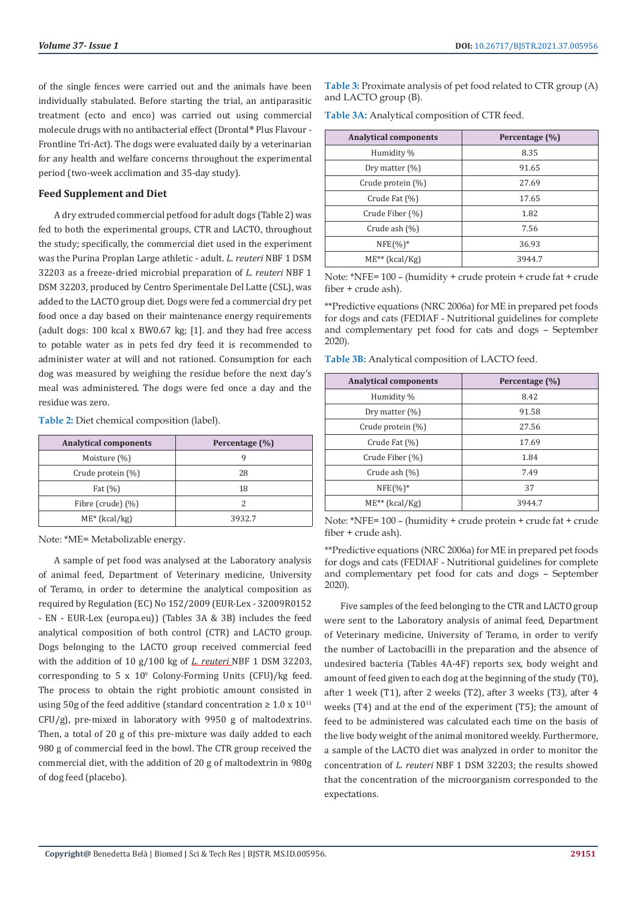of the single fences were carried out and the animals have been individually stabulated. Before starting the trial, an antiparasitic treatment (ecto and enco) was carried out using commercial molecule drugs with no antibacterial effect (Drontal® Plus Flavour - Frontline Tri-Act). The dogs were evaluated daily by a veterinarian for any health and welfare concerns throughout the experimental period (two-week acclimation and 35-day study).

## Feed Supplement and Diet

A dry extruded commercial petfood for adult dogs (Table 2) was fed to both the experimental groups, CTR and LACTO, throughout the study; specifically, the commercial diet used in the experiment was the Purina Proplan Large athletic - adult. *L. reuteri* NBF 1 DSM 32203 as a freeze-dried microbial preparation of *L. reuteri* NBF 1 DSM 32203, produced by Centro Sperimentale Del Latte (CSL), was added to the LACTO group diet. Dogs were fed a commercial dry pet food once a day based on their maintenance energy requirements (adult dogs: 100 kcal x $BW^{0.67}$ kg; [1]. and they had free access to potable water as in pets fed dry feed it is recommended to administer water at will and not rationed. Consumption for each dog was measured by weighing the residue before the next day's meal was administered. The dogs were fed once a day and the residue was zero.

**Table 2:** Diet chemical composition (label).

| Analytical components | Percentage (%) |
| --- | --- |
| Moisture (%) | 9 |
| Crude protein (%) | 28 |
| Fat (%) | 18 |
| Fibre (crude) (%) | 2 |
| ME* (kcal/kg) | 3932.7 |

Note: *ME= Metabolizable energy.

A sample of pet food was analysed at the Laboratory analysis of animal feed, Department of Veterinary medicine, University of Teramo, in order to determine the analytical composition as required by Regulation (EC) No 152/2009 (EUR-Lex - 32009R0152 - EN - EUR-Lex (europa.eu)) (Tables 3A & 3B) includes the feed analytical composition of both control (CTR) and LACTO group. Dogs belonging to the LACTO group received commercial feed with the addition of 10 g/100 kg of *L. reuteri* NBF 1 DSM 32203, corresponding to 5 x $10^9$ Colony-Forming Units (CFU)/kg feed. The process to obtain the right probiotic amount consisted in using 50g of the feed additive (standard concentration ≥ 1.0 x $10^{11}$ CFU/g), pre-mixed in laboratory with 9950 g of maltodextrins. Then, a total of 20 g of this pre-mixture was daily added to each 980 g of commercial feed in the bowl. The CTR group received the commercial diet, with the addition of 20 g of maltodextrin in 980g of dog feed (placebo).

**Table 3:** Proximate analysis of pet food related to CTR group (A) and LACTO group (B).

**Table 3A:** Analytical composition of CTR feed.

| Analytical components | Percentage (%) |
| --- | --- |
| Humidity % | 8.35 |
| Dry matter (%) | 91.65 |
| Crude protein (%) | 27.69 |
| Crude Fat (%) | 17.65 |
| Crude Fiber (%) | 1.82 |
| Crude ash (%) | 7.56 |
| NFE(%)* | 36.93 |
| ME** (kcal/Kg) | 3944.7 |

Note: *NFE= 100 – (humidity + crude protein + crude fat + crude fiber + crude ash).

**Predictive equations (NRC 2006a) for ME in prepared pet foods for dogs and cats (FEDIAF - Nutritional guidelines for complete and complementary pet food for cats and dogs – September 2020).

**Table 3B:** Analytical composition of LACTO feed.

| Analytical components | Percentage (%) |
| --- | --- |
| Humidity % | 8.42 |
| Dry matter (%) | 91.58 |
| Crude protein (%) | 27.56 |
| Crude Fat (%) | 17.69 |
| Crude Fiber (%) | 1.84 |
| Crude ash (%) | 7.49 |
| NFE(%)* | 37 |
| ME** (kcal/Kg) | 3944.7 |

Note: *NFE= 100 – (humidity + crude protein + crude fat + crude fiber + crude ash).

**Predictive equations (NRC 2006a) for ME in prepared pet foods for dogs and cats (FEDIAF - Nutritional guidelines for complete and complementary pet food for cats and dogs – September 2020).

Five samples of the feed belonging to the CTR and LACTO group were sent to the Laboratory analysis of animal feed, Department of Veterinary medicine, University of Teramo, in order to verify the number of Lactobacilli in the preparation and the absence of undesired bacteria (Tables 4A-4F) reports sex, body weight and amount of feed given to each dog at the beginning of the study (T0), after 1 week (T1), after 2 weeks (T2), after 3 weeks (T3), after 4 weeks (T4) and at the end of the experiment (T5); the amount of feed to be administered was calculated each time on the basis of the live body weight of the animal monitored weekly. Furthermore, a sample of the LACTO diet was analyzed in order to monitor the concentration of *L. reuteri* NBF 1 DSM 32203; the results showed that the concentration of the microorganism corresponded to the expectations.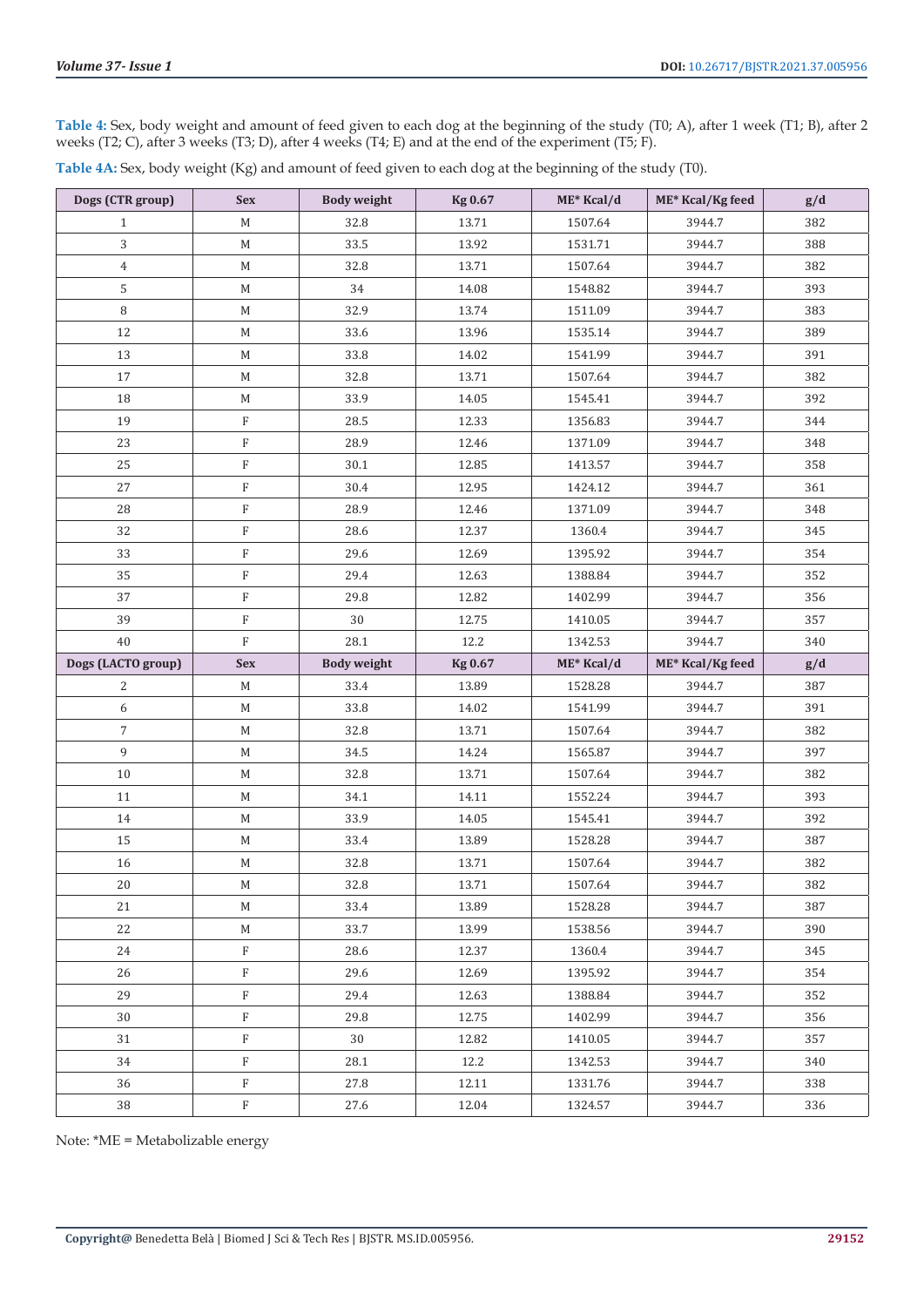**Table 4:** Sex, body weight and amount of feed given to each dog at the beginning of the study (T0; A), after 1 week (T1; B), after 2 weeks (T2; C), after 3 weeks (T3; D), after 4 weeks (T4; E) and at the end of the experiment (T5; F).

**Table 4A:** Sex, body weight (Kg) and amount of feed given to each dog at the beginning of the study (T0).

| Dogs (CTR group) | Sex | Body weight | Kg 0.67 | ME* Kcal/d | ME* Kcal/Kg feed | g/d |
|---|---|---|---|---|---|---|
| 1 | M | 32.8 | 13.71 | 1507.64 | 3944.7 | 382 |
| 3 | M | 33.5 | 13.92 | 1531.71 | 3944.7 | 388 |
| 4 | M | 32.8 | 13.71 | 1507.64 | 3944.7 | 382 |
| 5 | M | 34 | 14.08 | 1548.82 | 3944.7 | 393 |
| 8 | M | 32.9 | 13.74 | 1511.09 | 3944.7 | 383 |
| 12 | M | 33.6 | 13.96 | 1535.14 | 3944.7 | 389 |
| 13 | M | 33.8 | 14.02 | 1541.99 | 3944.7 | 391 |
| 17 | M | 32.8 | 13.71 | 1507.64 | 3944.7 | 382 |
| 18 | M | 33.9 | 14.05 | 1545.41 | 3944.7 | 392 |
| 19 | F | 28.5 | 12.33 | 1356.83 | 3944.7 | 344 |
| 23 | F | 28.9 | 12.46 | 1371.09 | 3944.7 | 348 |
| 25 | F | 30.1 | 12.85 | 1413.57 | 3944.7 | 358 |
| 27 | F | 30.4 | 12.95 | 1424.12 | 3944.7 | 361 |
| 28 | F | 28.9 | 12.46 | 1371.09 | 3944.7 | 348 |
| 32 | F | 28.6 | 12.37 | 1360.4 | 3944.7 | 345 |
| 33 | F | 29.6 | 12.69 | 1395.92 | 3944.7 | 354 |
| 35 | F | 29.4 | 12.63 | 1388.84 | 3944.7 | 352 |
| 37 | F | 29.8 | 12.82 | 1402.99 | 3944.7 | 356 |
| 39 | F | 30 | 12.75 | 1410.05 | 3944.7 | 357 |
| 40 | F | 28.1 | 12.2 | 1342.53 | 3944.7 | 340 |
| **Dogs (LACTO group)** | **Sex** | **Body weight** | **Kg 0.67** | **ME* Kcal/d** | **ME* Kcal/Kg feed** | **g/d** |
| 2 | M | 33.4 | 13.89 | 1528.28 | 3944.7 | 387 |
| 6 | M | 33.8 | 14.02 | 1541.99 | 3944.7 | 391 |
| 7 | M | 32.8 | 13.71 | 1507.64 | 3944.7 | 382 |
| 9 | M | 34.5 | 14.24 | 1565.87 | 3944.7 | 397 |
| 10 | M | 32.8 | 13.71 | 1507.64 | 3944.7 | 382 |
| 11 | M | 34.1 | 14.11 | 1552.24 | 3944.7 | 393 |
| 14 | M | 33.9 | 14.05 | 1545.41 | 3944.7 | 392 |
| 15 | M | 33.4 | 13.89 | 1528.28 | 3944.7 | 387 |
| 16 | M | 32.8 | 13.71 | 1507.64 | 3944.7 | 382 |
| 20 | M | 32.8 | 13.71 | 1507.64 | 3944.7 | 382 |
| 21 | M | 33.4 | 13.89 | 1528.28 | 3944.7 | 387 |
| 22 | M | 33.7 | 13.99 | 1538.56 | 3944.7 | 390 |
| 24 | F | 28.6 | 12.37 | 1360.4 | 3944.7 | 345 |
| 26 | F | 29.6 | 12.69 | 1395.92 | 3944.7 | 354 |
| 29 | F | 29.4 | 12.63 | 1388.84 | 3944.7 | 352 |
| 30 | F | 29.8 | 12.75 | 1402.99 | 3944.7 | 356 |
| 31 | F | 30 | 12.82 | 1410.05 | 3944.7 | 357 |
| 34 | F | 28.1 | 12.2 | 1342.53 | 3944.7 | 340 |
| 36 | F | 27.8 | 12.11 | 1331.76 | 3944.7 | 338 |
| 38 | F | 27.6 | 12.04 | 1324.57 | 3944.7 | 336 |

Note: *ME = Metabolizable energy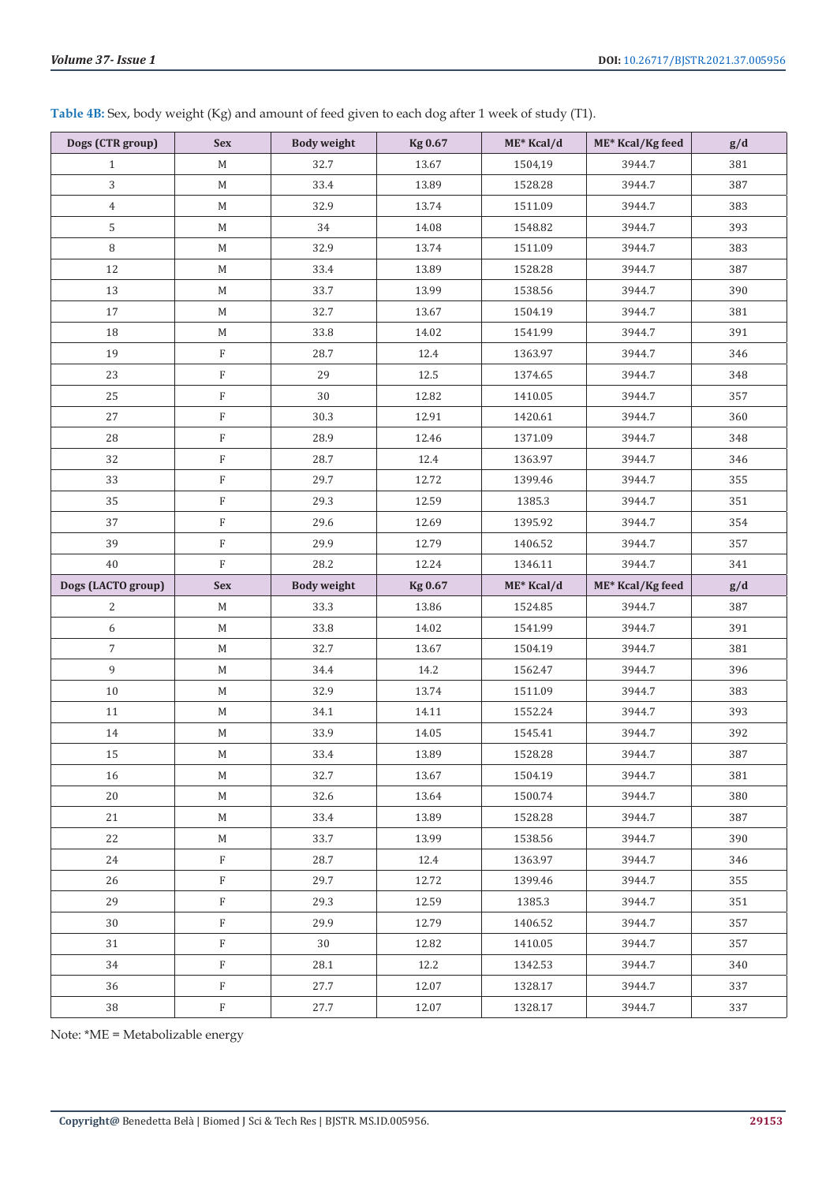**Table 4B:** Sex, body weight (Kg) and amount of feed given to each dog after 1 week of study (T1).

| Dogs (CTR group) | Sex | Body weight | Kg 0.67 | ME* Kcal/d | ME* Kcal/Kg feed | g/d |
|---|---|---|---|---|---|---|
| 1 | M | 32.7 | 13.67 | 1504,19 | 3944.7 | 381 |
| 3 | M | 33.4 | 13.89 | 1528.28 | 3944.7 | 387 |
| 4 | M | 32.9 | 13.74 | 1511.09 | 3944.7 | 383 |
| 5 | M | 34 | 14.08 | 1548.82 | 3944.7 | 393 |
| 8 | M | 32.9 | 13.74 | 1511.09 | 3944.7 | 383 |
| 12 | M | 33.4 | 13.89 | 1528.28 | 3944.7 | 387 |
| 13 | M | 33.7 | 13.99 | 1538.56 | 3944.7 | 390 |
| 17 | M | 32.7 | 13.67 | 1504.19 | 3944.7 | 381 |
| 18 | M | 33.8 | 14.02 | 1541.99 | 3944.7 | 391 |
| 19 | F | 28.7 | 12.4 | 1363.97 | 3944.7 | 346 |
| 23 | F | 29 | 12.5 | 1374.65 | 3944.7 | 348 |
| 25 | F | 30 | 12.82 | 1410.05 | 3944.7 | 357 |
| 27 | F | 30.3 | 12.91 | 1420.61 | 3944.7 | 360 |
| 28 | F | 28.9 | 12.46 | 1371.09 | 3944.7 | 348 |
| 32 | F | 28.7 | 12.4 | 1363.97 | 3944.7 | 346 |
| 33 | F | 29.7 | 12.72 | 1399.46 | 3944.7 | 355 |
| 35 | F | 29.3 | 12.59 | 1385.3 | 3944.7 | 351 |
| 37 | F | 29.6 | 12.69 | 1395.92 | 3944.7 | 354 |
| 39 | F | 29.9 | 12.79 | 1406.52 | 3944.7 | 357 |
| 40 | F | 28.2 | 12.24 | 1346.11 | 3944.7 | 341 |
| **Dogs (LACTO group)** | **Sex** | **Body weight** | **Kg 0.67** | **ME* Kcal/d** | **ME* Kcal/Kg feed** | **g/d** |
| 2 | M | 33.3 | 13.86 | 1524.85 | 3944.7 | 387 |
| 6 | M | 33.8 | 14.02 | 1541.99 | 3944.7 | 391 |
| 7 | M | 32.7 | 13.67 | 1504.19 | 3944.7 | 381 |
| 9 | M | 34.4 | 14.2 | 1562.47 | 3944.7 | 396 |
| 10 | M | 32.9 | 13.74 | 1511.09 | 3944.7 | 383 |
| 11 | M | 34.1 | 14.11 | 1552.24 | 3944.7 | 393 |
| 14 | M | 33.9 | 14.05 | 1545.41 | 3944.7 | 392 |
| 15 | M | 33.4 | 13.89 | 1528.28 | 3944.7 | 387 |
| 16 | M | 32.7 | 13.67 | 1504.19 | 3944.7 | 381 |
| 20 | M | 32.6 | 13.64 | 1500.74 | 3944.7 | 380 |
| 21 | M | 33.4 | 13.89 | 1528.28 | 3944.7 | 387 |
| 22 | M | 33.7 | 13.99 | 1538.56 | 3944.7 | 390 |
| 24 | F | 28.7 | 12.4 | 1363.97 | 3944.7 | 346 |
| 26 | F | 29.7 | 12.72 | 1399.46 | 3944.7 | 355 |
| 29 | F | 29.3 | 12.59 | 1385.3 | 3944.7 | 351 |
| 30 | F | 29.9 | 12.79 | 1406.52 | 3944.7 | 357 |
| 31 | F | 30 | 12.82 | 1410.05 | 3944.7 | 357 |
| 34 | F | 28.1 | 12.2 | 1342.53 | 3944.7 | 340 |
| 36 | F | 27.7 | 12.07 | 1328.17 | 3944.7 | 337 |
| 38 | F | 27.7 | 12.07 | 1328.17 | 3944.7 | 337 |

Note: *ME = Metabolizable energy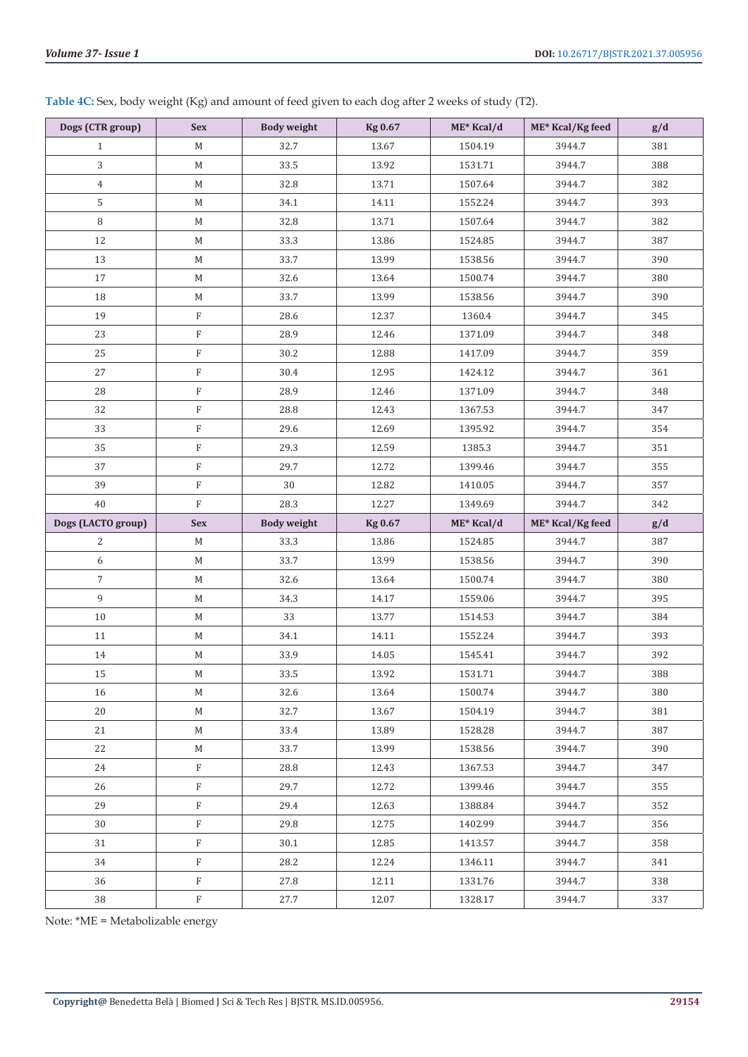**Table 4C:** Sex, body weight (Kg) and amount of feed given to each dog after 2 weeks of study (T2).

| Dogs (CTR group) | Sex | Body weight | Kg 0.67 | ME* Kcal/d | ME* Kcal/Kg feed | g/d |
|---|---|---|---|---|---|---|
| 1 | M | 32.7 | 13.67 | 1504.19 | 3944.7 | 381 |
| 3 | M | 33.5 | 13.92 | 1531.71 | 3944.7 | 388 |
| 4 | M | 32.8 | 13.71 | 1507.64 | 3944.7 | 382 |
| 5 | M | 34.1 | 14.11 | 1552.24 | 3944.7 | 393 |
| 8 | M | 32.8 | 13.71 | 1507.64 | 3944.7 | 382 |
| 12 | M | 33.3 | 13.86 | 1524.85 | 3944.7 | 387 |
| 13 | M | 33.7 | 13.99 | 1538.56 | 3944.7 | 390 |
| 17 | M | 32.6 | 13.64 | 1500.74 | 3944.7 | 380 |
| 18 | M | 33.7 | 13.99 | 1538.56 | 3944.7 | 390 |
| 19 | F | 28.6 | 12.37 | 1360.4 | 3944.7 | 345 |
| 23 | F | 28.9 | 12.46 | 1371.09 | 3944.7 | 348 |
| 25 | F | 30.2 | 12.88 | 1417.09 | 3944.7 | 359 |
| 27 | F | 30.4 | 12.95 | 1424.12 | 3944.7 | 361 |
| 28 | F | 28.9 | 12.46 | 1371.09 | 3944.7 | 348 |
| 32 | F | 28.8 | 12.43 | 1367.53 | 3944.7 | 347 |
| 33 | F | 29.6 | 12.69 | 1395.92 | 3944.7 | 354 |
| 35 | F | 29.3 | 12.59 | 1385.3 | 3944.7 | 351 |
| 37 | F | 29.7 | 12.72 | 1399.46 | 3944.7 | 355 |
| 39 | F | 30 | 12.82 | 1410.05 | 3944.7 | 357 |
| 40 | F | 28.3 | 12.27 | 1349.69 | 3944.7 | 342 |
| **Dogs (LACTO group)** | **Sex** | **Body weight** | **Kg 0.67** | **ME* Kcal/d** | **ME* Kcal/Kg feed** | **g/d** |
| 2 | M | 33.3 | 13.86 | 1524.85 | 3944.7 | 387 |
| 6 | M | 33.7 | 13.99 | 1538.56 | 3944.7 | 390 |
| 7 | M | 32.6 | 13.64 | 1500.74 | 3944.7 | 380 |
| 9 | M | 34.3 | 14.17 | 1559.06 | 3944.7 | 395 |
| 10 | M | 33 | 13.77 | 1514.53 | 3944.7 | 384 |
| 11 | M | 34.1 | 14.11 | 1552.24 | 3944.7 | 393 |
| 14 | M | 33.9 | 14.05 | 1545.41 | 3944.7 | 392 |
| 15 | M | 33.5 | 13.92 | 1531.71 | 3944.7 | 388 |
| 16 | M | 32.6 | 13.64 | 1500.74 | 3944.7 | 380 |
| 20 | M | 32.7 | 13.67 | 1504.19 | 3944.7 | 381 |
| 21 | M | 33.4 | 13.89 | 1528.28 | 3944.7 | 387 |
| 22 | M | 33.7 | 13.99 | 1538.56 | 3944.7 | 390 |
| 24 | F | 28.8 | 12.43 | 1367.53 | 3944.7 | 347 |
| 26 | F | 29.7 | 12.72 | 1399.46 | 3944.7 | 355 |
| 29 | F | 29.4 | 12.63 | 1388.84 | 3944.7 | 352 |
| 30 | F | 29.8 | 12.75 | 1402.99 | 3944.7 | 356 |
| 31 | F | 30.1 | 12.85 | 1413.57 | 3944.7 | 358 |
| 34 | F | 28.2 | 12.24 | 1346.11 | 3944.7 | 341 |
| 36 | F | 27.8 | 12.11 | 1331.76 | 3944.7 | 338 |
| 38 | F | 27.7 | 12.07 | 1328.17 | 3944.7 | 337 |

Note: *ME = Metabolizable energy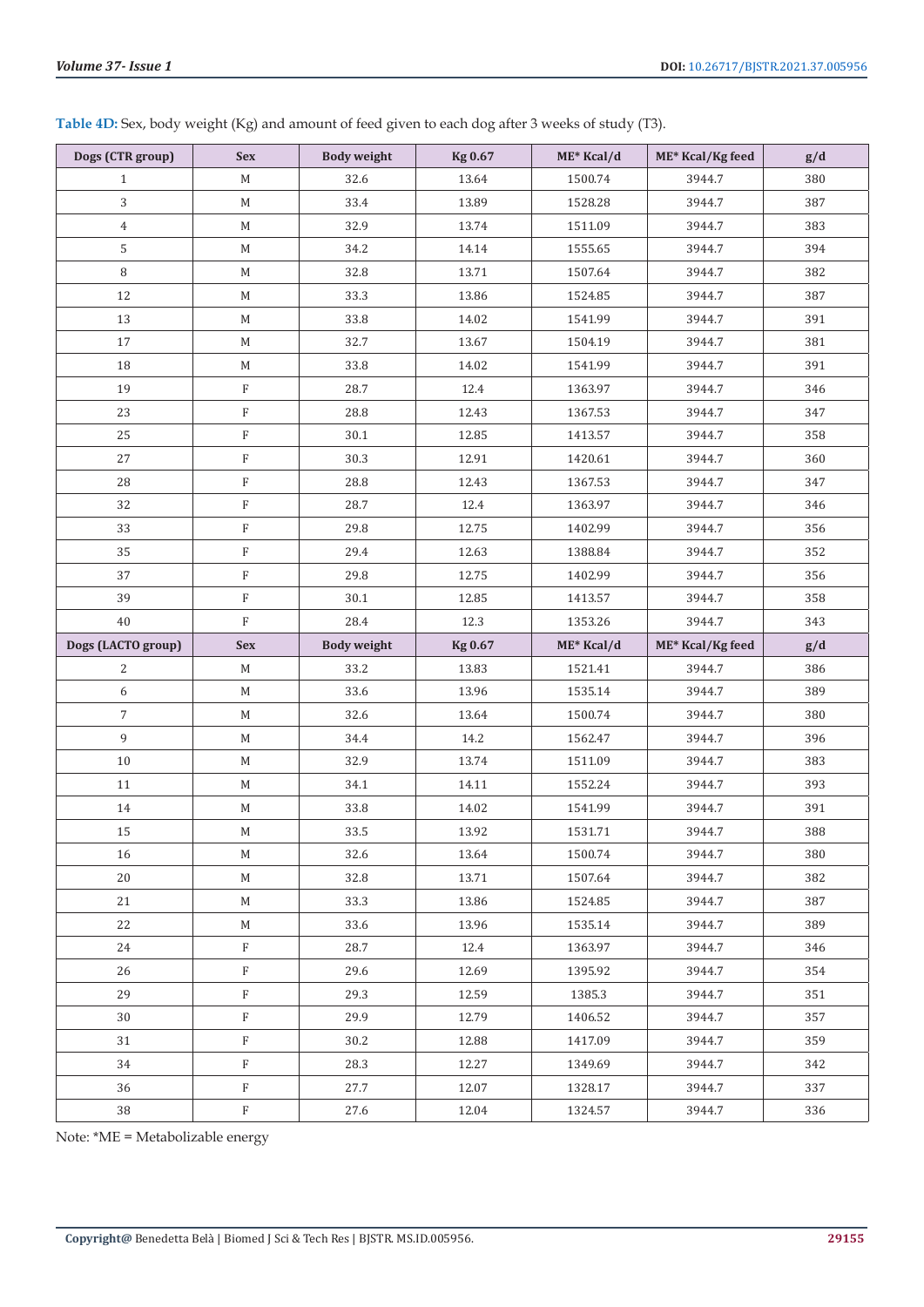**Table 4D:** Sex, body weight (Kg) and amount of feed given to each dog after 3 weeks of study (T3).

| Dogs (CTR group) | Sex | Body weight | Kg 0.67 | ME* Kcal/d | ME* Kcal/Kg feed | g/d |
|---|---|---|---|---|---|---|
| 1 | M | 32.6 | 13.64 | 1500.74 | 3944.7 | 380 |
| 3 | M | 33.4 | 13.89 | 1528.28 | 3944.7 | 387 |
| 4 | M | 32.9 | 13.74 | 1511.09 | 3944.7 | 383 |
| 5 | M | 34.2 | 14.14 | 1555.65 | 3944.7 | 394 |
| 8 | M | 32.8 | 13.71 | 1507.64 | 3944.7 | 382 |
| 12 | M | 33.3 | 13.86 | 1524.85 | 3944.7 | 387 |
| 13 | M | 33.8 | 14.02 | 1541.99 | 3944.7 | 391 |
| 17 | M | 32.7 | 13.67 | 1504.19 | 3944.7 | 381 |
| 18 | M | 33.8 | 14.02 | 1541.99 | 3944.7 | 391 |
| 19 | F | 28.7 | 12.4 | 1363.97 | 3944.7 | 346 |
| 23 | F | 28.8 | 12.43 | 1367.53 | 3944.7 | 347 |
| 25 | F | 30.1 | 12.85 | 1413.57 | 3944.7 | 358 |
| 27 | F | 30.3 | 12.91 | 1420.61 | 3944.7 | 360 |
| 28 | F | 28.8 | 12.43 | 1367.53 | 3944.7 | 347 |
| 32 | F | 28.7 | 12.4 | 1363.97 | 3944.7 | 346 |
| 33 | F | 29.8 | 12.75 | 1402.99 | 3944.7 | 356 |
| 35 | F | 29.4 | 12.63 | 1388.84 | 3944.7 | 352 |
| 37 | F | 29.8 | 12.75 | 1402.99 | 3944.7 | 356 |
| 39 | F | 30.1 | 12.85 | 1413.57 | 3944.7 | 358 |
| 40 | F | 28.4 | 12.3 | 1353.26 | 3944.7 | 343 |
| **Dogs (LACTO group)** | **Sex** | **Body weight** | **Kg 0.67** | **ME* Kcal/d** | **ME* Kcal/Kg feed** | **g/d** |
| 2 | M | 33.2 | 13.83 | 1521.41 | 3944.7 | 386 |
| 6 | M | 33.6 | 13.96 | 1535.14 | 3944.7 | 389 |
| 7 | M | 32.6 | 13.64 | 1500.74 | 3944.7 | 380 |
| 9 | M | 34.4 | 14.2 | 1562.47 | 3944.7 | 396 |
| 10 | M | 32.9 | 13.74 | 1511.09 | 3944.7 | 383 |
| 11 | M | 34.1 | 14.11 | 1552.24 | 3944.7 | 393 |
| 14 | M | 33.8 | 14.02 | 1541.99 | 3944.7 | 391 |
| 15 | M | 33.5 | 13.92 | 1531.71 | 3944.7 | 388 |
| 16 | M | 32.6 | 13.64 | 1500.74 | 3944.7 | 380 |
| 20 | M | 32.8 | 13.71 | 1507.64 | 3944.7 | 382 |
| 21 | M | 33.3 | 13.86 | 1524.85 | 3944.7 | 387 |
| 22 | M | 33.6 | 13.96 | 1535.14 | 3944.7 | 389 |
| 24 | F | 28.7 | 12.4 | 1363.97 | 3944.7 | 346 |
| 26 | F | 29.6 | 12.69 | 1395.92 | 3944.7 | 354 |
| 29 | F | 29.3 | 12.59 | 1385.3 | 3944.7 | 351 |
| 30 | F | 29.9 | 12.79 | 1406.52 | 3944.7 | 357 |
| 31 | F | 30.2 | 12.88 | 1417.09 | 3944.7 | 359 |
| 34 | F | 28.3 | 12.27 | 1349.69 | 3944.7 | 342 |
| 36 | F | 27.7 | 12.07 | 1328.17 | 3944.7 | 337 |
| 38 | F | 27.6 | 12.04 | 1324.57 | 3944.7 | 336 |

Note: *ME = Metabolizable energy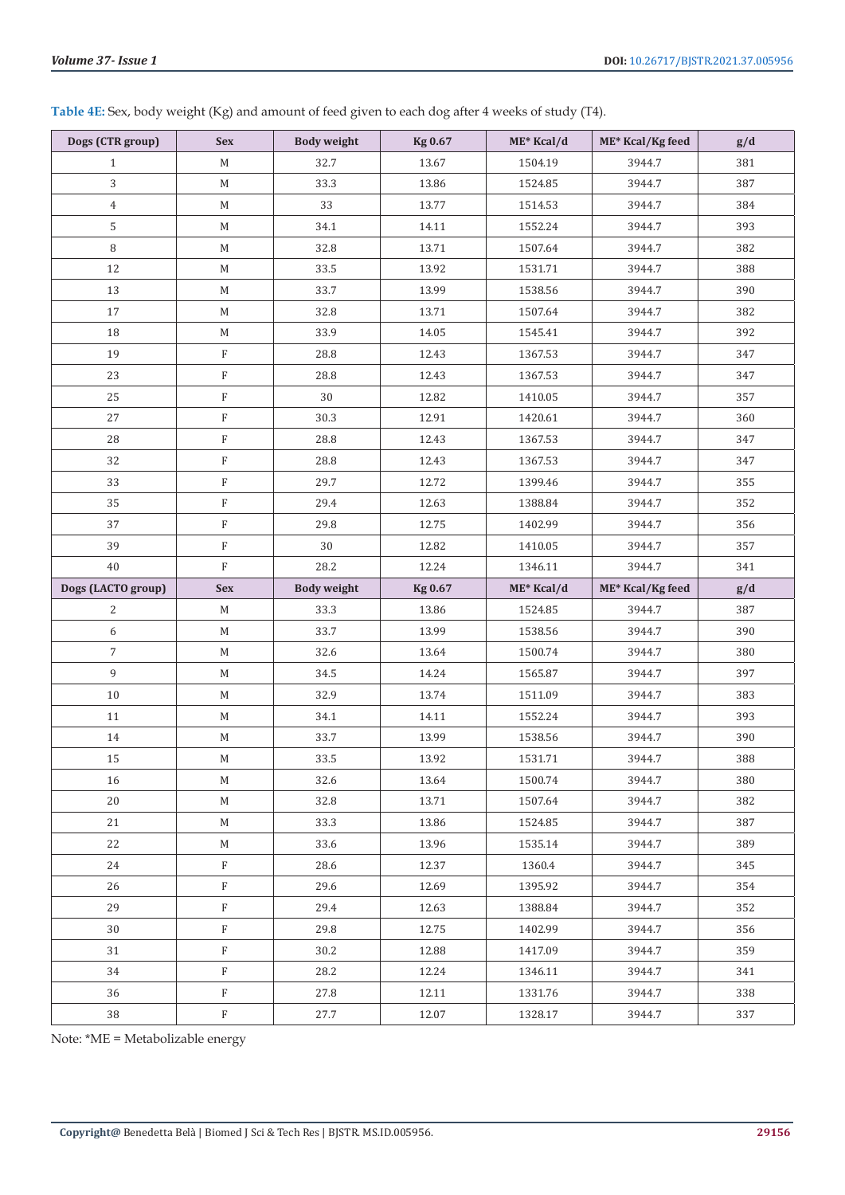**Table 4E:** Sex, body weight (Kg) and amount of feed given to each dog after 4 weeks of study (T4).

| Dogs (CTR group) | Sex | Body weight | Kg 0.67 | ME* Kcal/d | ME* Kcal/Kg feed | g/d |
|---|---|---|---|---|---|---|
| 1 | M | 32.7 | 13.67 | 1504.19 | 3944.7 | 381 |
| 3 | M | 33.3 | 13.86 | 1524.85 | 3944.7 | 387 |
| 4 | M | 33 | 13.77 | 1514.53 | 3944.7 | 384 |
| 5 | M | 34.1 | 14.11 | 1552.24 | 3944.7 | 393 |
| 8 | M | 32.8 | 13.71 | 1507.64 | 3944.7 | 382 |
| 12 | M | 33.5 | 13.92 | 1531.71 | 3944.7 | 388 |
| 13 | M | 33.7 | 13.99 | 1538.56 | 3944.7 | 390 |
| 17 | M | 32.8 | 13.71 | 1507.64 | 3944.7 | 382 |
| 18 | M | 33.9 | 14.05 | 1545.41 | 3944.7 | 392 |
| 19 | F | 28.8 | 12.43 | 1367.53 | 3944.7 | 347 |
| 23 | F | 28.8 | 12.43 | 1367.53 | 3944.7 | 347 |
| 25 | F | 30 | 12.82 | 1410.05 | 3944.7 | 357 |
| 27 | F | 30.3 | 12.91 | 1420.61 | 3944.7 | 360 |
| 28 | F | 28.8 | 12.43 | 1367.53 | 3944.7 | 347 |
| 32 | F | 28.8 | 12.43 | 1367.53 | 3944.7 | 347 |
| 33 | F | 29.7 | 12.72 | 1399.46 | 3944.7 | 355 |
| 35 | F | 29.4 | 12.63 | 1388.84 | 3944.7 | 352 |
| 37 | F | 29.8 | 12.75 | 1402.99 | 3944.7 | 356 |
| 39 | F | 30 | 12.82 | 1410.05 | 3944.7 | 357 |
| 40 | F | 28.2 | 12.24 | 1346.11 | 3944.7 | 341 |
| **Dogs (LACTO group)** | **Sex** | **Body weight** | **Kg 0.67** | **ME* Kcal/d** | **ME* Kcal/Kg feed** | **g/d** |
| 2 | M | 33.3 | 13.86 | 1524.85 | 3944.7 | 387 |
| 6 | M | 33.7 | 13.99 | 1538.56 | 3944.7 | 390 |
| 7 | M | 32.6 | 13.64 | 1500.74 | 3944.7 | 380 |
| 9 | M | 34.5 | 14.24 | 1565.87 | 3944.7 | 397 |
| 10 | M | 32.9 | 13.74 | 1511.09 | 3944.7 | 383 |
| 11 | M | 34.1 | 14.11 | 1552.24 | 3944.7 | 393 |
| 14 | M | 33.7 | 13.99 | 1538.56 | 3944.7 | 390 |
| 15 | M | 33.5 | 13.92 | 1531.71 | 3944.7 | 388 |
| 16 | M | 32.6 | 13.64 | 1500.74 | 3944.7 | 380 |
| 20 | M | 32.8 | 13.71 | 1507.64 | 3944.7 | 382 |
| 21 | M | 33.3 | 13.86 | 1524.85 | 3944.7 | 387 |
| 22 | M | 33.6 | 13.96 | 1535.14 | 3944.7 | 389 |
| 24 | F | 28.6 | 12.37 | 1360.4 | 3944.7 | 345 |
| 26 | F | 29.6 | 12.69 | 1395.92 | 3944.7 | 354 |
| 29 | F | 29.4 | 12.63 | 1388.84 | 3944.7 | 352 |
| 30 | F | 29.8 | 12.75 | 1402.99 | 3944.7 | 356 |
| 31 | F | 30.2 | 12.88 | 1417.09 | 3944.7 | 359 |
| 34 | F | 28.2 | 12.24 | 1346.11 | 3944.7 | 341 |
| 36 | F | 27.8 | 12.11 | 1331.76 | 3944.7 | 338 |
| 38 | F | 27.7 | 12.07 | 1328.17 | 3944.7 | 337 |

Note: *ME = Metabolizable energy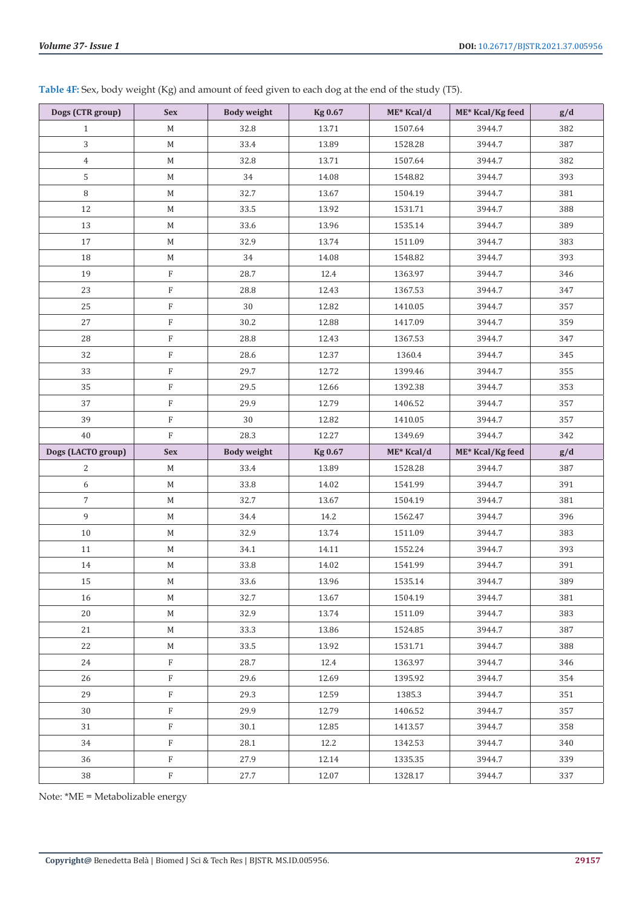**Table 4F:** Sex, body weight (Kg) and amount of feed given to each dog at the end of the study (T5).

| Dogs (CTR group) | Sex | Body weight | Kg 0.67 | ME* Kcal/d | ME* Kcal/Kg feed | g/d |
|---|---|---|---|---|---|---|
| 1 | M | 32.8 | 13.71 | 1507.64 | 3944.7 | 382 |
| 3 | M | 33.4 | 13.89 | 1528.28 | 3944.7 | 387 |
| 4 | M | 32.8 | 13.71 | 1507.64 | 3944.7 | 382 |
| 5 | M | 34 | 14.08 | 1548.82 | 3944.7 | 393 |
| 8 | M | 32.7 | 13.67 | 1504.19 | 3944.7 | 381 |
| 12 | M | 33.5 | 13.92 | 1531.71 | 3944.7 | 388 |
| 13 | M | 33.6 | 13.96 | 1535.14 | 3944.7 | 389 |
| 17 | M | 32.9 | 13.74 | 1511.09 | 3944.7 | 383 |
| 18 | M | 34 | 14.08 | 1548.82 | 3944.7 | 393 |
| 19 | F | 28.7 | 12.4 | 1363.97 | 3944.7 | 346 |
| 23 | F | 28.8 | 12.43 | 1367.53 | 3944.7 | 347 |
| 25 | F | 30 | 12.82 | 1410.05 | 3944.7 | 357 |
| 27 | F | 30.2 | 12.88 | 1417.09 | 3944.7 | 359 |
| 28 | F | 28.8 | 12.43 | 1367.53 | 3944.7 | 347 |
| 32 | F | 28.6 | 12.37 | 1360.4 | 3944.7 | 345 |
| 33 | F | 29.7 | 12.72 | 1399.46 | 3944.7 | 355 |
| 35 | F | 29.5 | 12.66 | 1392.38 | 3944.7 | 353 |
| 37 | F | 29.9 | 12.79 | 1406.52 | 3944.7 | 357 |
| 39 | F | 30 | 12.82 | 1410.05 | 3944.7 | 357 |
| 40 | F | 28.3 | 12.27 | 1349.69 | 3944.7 | 342 |
| **Dogs (LACTO group)** | **Sex** | **Body weight** | **Kg 0.67** | **ME* Kcal/d** | **ME* Kcal/Kg feed** | **g/d** |
| 2 | M | 33.4 | 13.89 | 1528.28 | 3944.7 | 387 |
| 6 | M | 33.8 | 14.02 | 1541.99 | 3944.7 | 391 |
| 7 | M | 32.7 | 13.67 | 1504.19 | 3944.7 | 381 |
| 9 | M | 34.4 | 14.2 | 1562.47 | 3944.7 | 396 |
| 10 | M | 32.9 | 13.74 | 1511.09 | 3944.7 | 383 |
| 11 | M | 34.1 | 14.11 | 1552.24 | 3944.7 | 393 |
| 14 | M | 33.8 | 14.02 | 1541.99 | 3944.7 | 391 |
| 15 | M | 33.6 | 13.96 | 1535.14 | 3944.7 | 389 |
| 16 | M | 32.7 | 13.67 | 1504.19 | 3944.7 | 381 |
| 20 | M | 32.9 | 13.74 | 1511.09 | 3944.7 | 383 |
| 21 | M | 33.3 | 13.86 | 1524.85 | 3944.7 | 387 |
| 22 | M | 33.5 | 13.92 | 1531.71 | 3944.7 | 388 |
| 24 | F | 28.7 | 12.4 | 1363.97 | 3944.7 | 346 |
| 26 | F | 29.6 | 12.69 | 1395.92 | 3944.7 | 354 |
| 29 | F | 29.3 | 12.59 | 1385.3 | 3944.7 | 351 |
| 30 | F | 29.9 | 12.79 | 1406.52 | 3944.7 | 357 |
| 31 | F | 30.1 | 12.85 | 1413.57 | 3944.7 | 358 |
| 34 | F | 28.1 | 12.2 | 1342.53 | 3944.7 | 340 |
| 36 | F | 27.9 | 12.14 | 1335.35 | 3944.7 | 339 |
| 38 | F | 27.7 | 12.07 | 1328.17 | 3944.7 | 337 |

Note: *ME = Metabolizable energy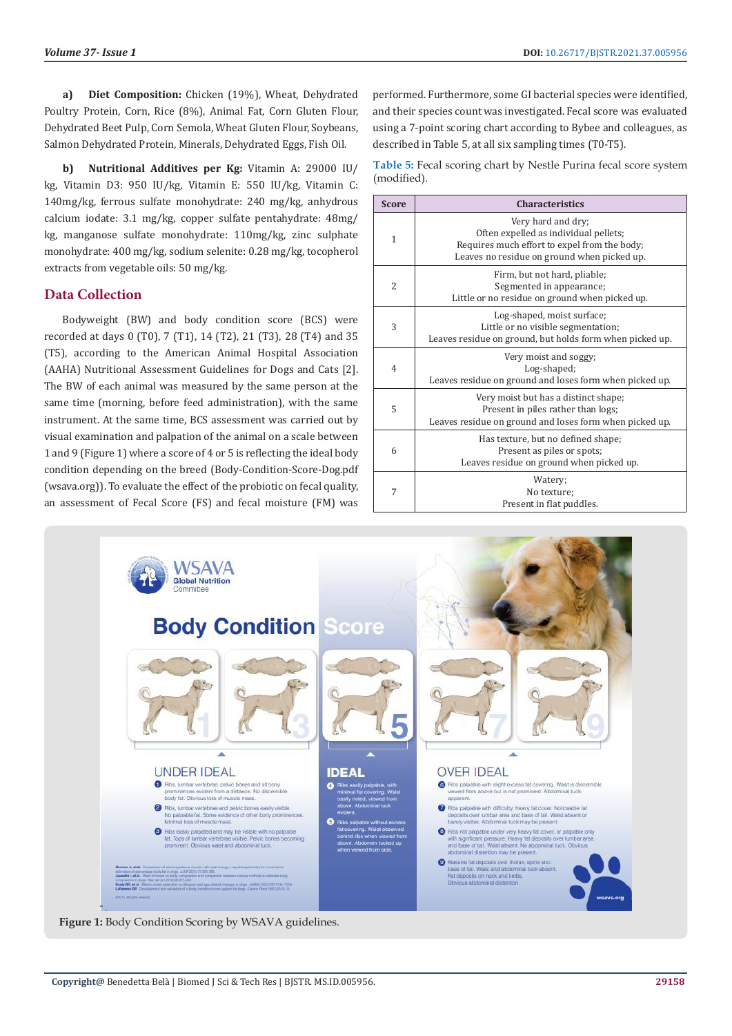a) **Diet Composition:** Chicken (19%), Wheat, Dehydrated Poultry Protein, Corn, Rice (8%), Animal Fat, Corn Gluten Flour, Dehydrated Beet Pulp, Corn Semola, Wheat Gluten Flour, Soybeans, Salmon Dehydrated Protein, Minerals, Dehydrated Eggs, Fish Oil.

b) **Nutritional Additives per Kg:** Vitamin A: 29000 IU/kg, Vitamin D3: 950 IU/kg, Vitamin E: 550 IU/kg, Vitamin C: 140mg/kg, ferrous sulfate monohydrate: 240 mg/kg, anhydrous calcium iodate: 3.1 mg/kg, copper sulfate pentahydrate: 48mg/kg, manganose sulfate monohydrate: 110mg/kg, zinc sulphate monohydrate: 400 mg/kg, sodium selenite: 0.28 mg/kg, tocopherol extracts from vegetable oils: 50 mg/kg.

## Data Collection

Bodyweight (BW) and body condition score (BCS) were recorded at days 0 (T0), 7 (T1), 14 (T2), 21 (T3), 28 (T4) and 35 (T5), according to the American Animal Hospital Association (AAHA) Nutritional Assessment Guidelines for Dogs and Cats [2]. The BW of each animal was measured by the same person at the same time (morning, before feed administration), with the same instrument. At the same time, BCS assessment was carried out by visual examination and palpation of the animal on a scale between 1 and 9 (Figure 1) where a score of 4 or 5 is reflecting the ideal body condition depending on the breed (Body-Condition-Score-Dog.pdf (wsava.org)). To evaluate the effect of the probiotic on fecal quality, an assessment of Fecal Score (FS) and fecal moisture (FM) was performed. Furthermore, some GI bacterial species were identified, and their species count was investigated. Fecal score was evaluated using a 7-point scoring chart according to Bybee and colleagues, as described in Table 5, at all six sampling times (T0-T5).

Table 5: Fecal scoring chart by Nestle Purina fecal score system (modified).

| Score | Characteristics |
|---|---|
| 1 | Very hard and dry; Often expelled as individual pellets; Requires much effort to expel from the body; Leaves no residue on ground when picked up. |
| 2 | Firm, but not hard, pliable; Segmented in appearance; Little or no residue on ground when picked up. |
| 3 | Log-shaped, moist surface; Little or no visible segmentation; Leaves residue on ground, but holds form when picked up. |
| 4 | Very moist and soggy; Log-shaped; Leaves residue on ground and loses form when picked up. |
| 5 | Very moist but has a distinct shape; Present in piles rather than logs; Leaves residue on ground and loses form when picked up. |
| 6 | Has texture, but no defined shape; Present as piles or spots; Leaves residue on ground when picked up. |
| 7 | Watery; No texture; Present in flat puddles. |

**Figure 1:** Body Condition Scoring by WSAVA guidelines.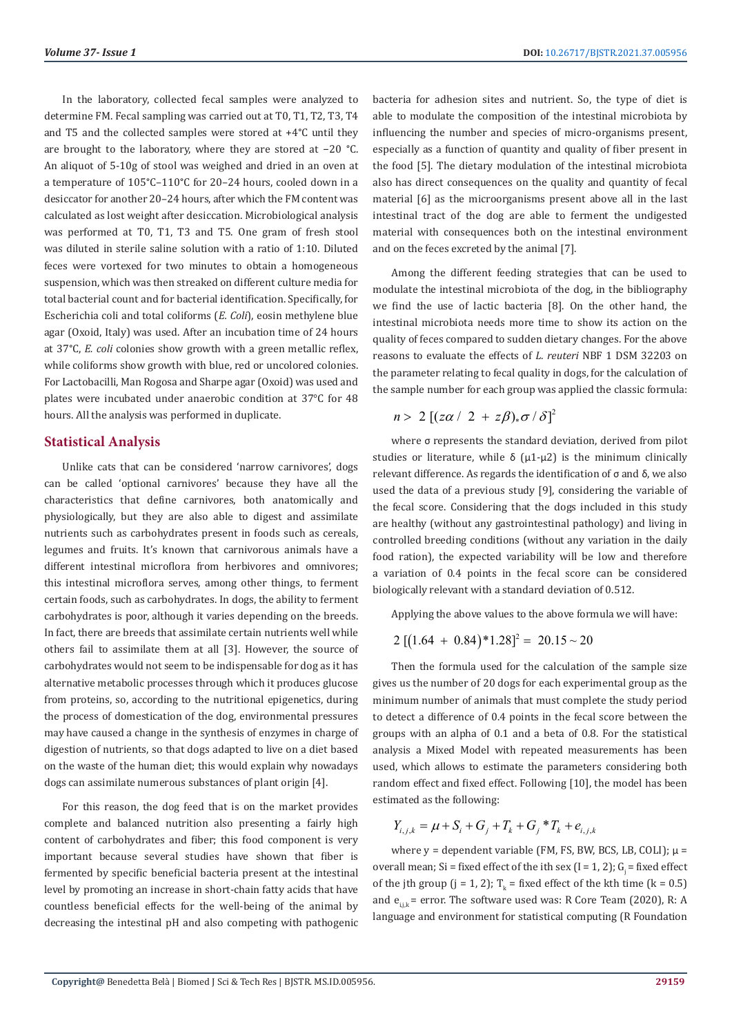In the laboratory, collected fecal samples were analyzed to determine FM. Fecal sampling was carried out at T0, T1, T2, T3, T4 and T5 and the collected samples were stored at +4°C until they are brought to the laboratory, where they are stored at −20 °C. An aliquot of 5-10g of stool was weighed and dried in an oven at a temperature of 105°C–110°C for 20–24 hours, cooled down in a desiccator for another 20–24 hours, after which the FM content was calculated as lost weight after desiccation. Microbiological analysis was performed at T0, T1, T3 and T5. One gram of fresh stool was diluted in sterile saline solution with a ratio of 1:10. Diluted feces were vortexed for two minutes to obtain a homogeneous suspension, which was then streaked on different culture media for total bacterial count and for bacterial identification. Specifically, for Escherichia coli and total coliforms (*E. Coli*), eosin methylene blue agar (Oxoid, Italy) was used. After an incubation time of 24 hours at 37°C, *E. coli* colonies show growth with a green metallic reflex, while coliforms show growth with blue, red or uncolored colonies. For Lactobacilli, Man Rogosa and Sharpe agar (Oxoid) was used and plates were incubated under anaerobic condition at 37°C for 48 hours. All the analysis was performed in duplicate.

## Statistical Analysis

Unlike cats that can be considered 'narrow carnivores', dogs can be called 'optional carnivores' because they have all the characteristics that define carnivores, both anatomically and physiologically, but they are also able to digest and assimilate nutrients such as carbohydrates present in foods such as cereals, legumes and fruits. It's known that carnivorous animals have a different intestinal microflora from herbivores and omnivores; this intestinal microflora serves, among other things, to ferment certain foods, such as carbohydrates. In dogs, the ability to ferment carbohydrates is poor, although it varies depending on the breeds. In fact, there are breeds that assimilate certain nutrients well while others fail to assimilate them at all [3]. However, the source of carbohydrates would not seem to be indispensable for dog as it has alternative metabolic processes through which it produces glucose from proteins, so, according to the nutritional epigenetics, during the process of domestication of the dog, environmental pressures may have caused a change in the synthesis of enzymes in charge of digestion of nutrients, so that dogs adapted to live on a diet based on the waste of the human diet; this would explain why nowadays dogs can assimilate numerous substances of plant origin [4].

For this reason, the dog feed that is on the market provides complete and balanced nutrition also presenting a fairly high content of carbohydrates and fiber; this food component is very important because several studies have shown that fiber is fermented by specific beneficial bacteria present at the intestinal level by promoting an increase in short-chain fatty acids that have countless beneficial effects for the well-being of the animal by decreasing the intestinal pH and also competing with pathogenic bacteria for adhesion sites and nutrient. So, the type of diet is able to modulate the composition of the intestinal microbiota by influencing the number and species of micro-organisms present, especially as a function of quantity and quality of fiber present in the food [5]. The dietary modulation of the intestinal microbiota also has direct consequences on the quality and quantity of fecal material [6] as the microorganisms present above all in the last intestinal tract of the dog are able to ferment the undigested material with consequences both on the intestinal environment and on the feces excreted by the animal [7].

Among the different feeding strategies that can be used to modulate the intestinal microbiota of the dog, in the bibliography we find the use of lactic bacteria [8]. On the other hand, the intestinal microbiota needs more time to show its action on the quality of feces compared to sudden dietary changes. For the above reasons to evaluate the effects of *L. reuteri* NBF 1 DSM 32203 on the parameter relating to fecal quality in dogs, for the calculation of the sample number for each group was applied the classic formula:

$$n > 2\left[(z\alpha/2 + z\beta)_{*}\sigma/\delta\right]^2$$

where σ represents the standard deviation, derived from pilot studies or literature, while δ (μ1-μ2) is the minimum clinically relevant difference. As regards the identification of σ and δ, we also used the data of a previous study [9], considering the variable of the fecal score. Considering that the dogs included in this study are healthy (without any gastrointestinal pathology) and living in controlled breeding conditions (without any variation in the daily food ration), the expected variability will be low and therefore a variation of 0.4 points in the fecal score can be considered biologically relevant with a standard deviation of 0.512.

Applying the above values to the above formula we will have:

$$2\left[(1.64 + 0.84)*1.28\right]^2 = 20.15 \sim 20$$

Then the formula used for the calculation of the sample size gives us the number of 20 dogs for each experimental group as the minimum number of animals that must complete the study period to detect a difference of 0.4 points in the fecal score between the groups with an alpha of 0.1 and a beta of 0.8. For the statistical analysis a Mixed Model with repeated measurements has been used, which allows to estimate the parameters considering both random effect and fixed effect. Following [10], the model has been estimated as the following:

$$Y_{i,j,k} = \mu + S_i + G_j + T_k + G_j * T_k + e_{i,j,k}$$

where y = dependent variable (FM, FS, BW, BCS, LB, COLI); μ = overall mean; Si = fixed effect of the ith sex (I = 1, 2); $G_j$ = fixed effect of the jth group (j = 1, 2); $T_k$ = fixed effect of the kth time (k = 0.5) and $e_{i,j,k}$ = error. The software used was: R Core Team (2020), R: A language and environment for statistical computing (R Foundation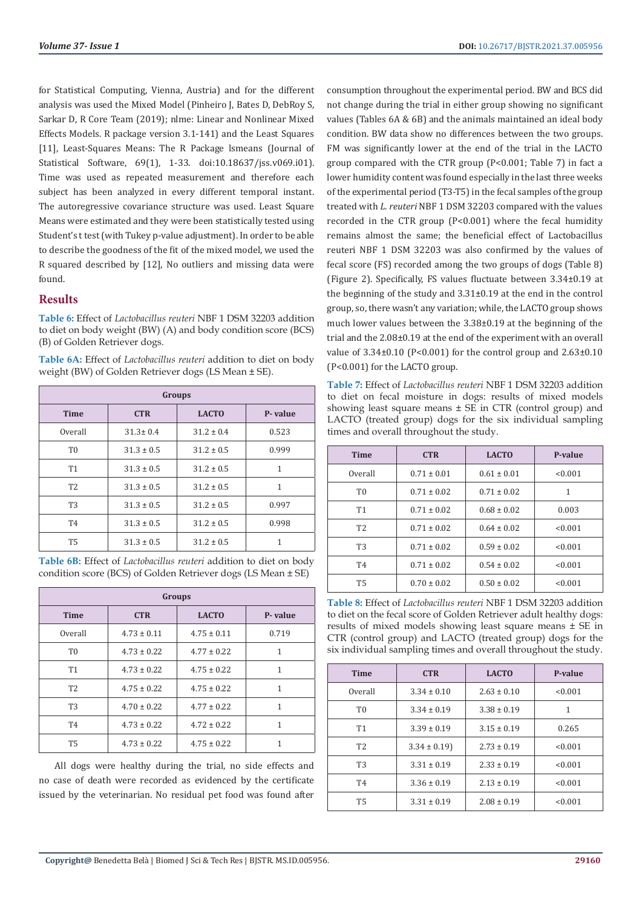for Statistical Computing, Vienna, Austria) and for the different analysis was used the Mixed Model (Pinheiro J, Bates D, DebRoy S, Sarkar D, R Core Team (2019); nlme: Linear and Nonlinear Mixed Effects Models. R package version 3.1-141) and the Least Squares [11], Least-Squares Means: The R Package lsmeans (Journal of Statistical Software, 69(1), 1-33. doi:10.18637/jss.v069.i01). Time was used as repeated measurement and therefore each subject has been analyzed in every different temporal instant. The autoregressive covariance structure was used. Least Square Means were estimated and they were been statistically tested using Student's t test (with Tukey p-value adjustment). In order to be able to describe the goodness of the fit of the mixed model, we used the R squared described by [12], No outliers and missing data were found.

## Results

**Table 6:** Effect of *Lactobacillus reuteri* NBF 1 DSM 32203 addition to diet on body weight (BW) (A) and body condition score (BCS) (B) of Golden Retriever dogs.

**Table 6A:** Effect of *Lactobacillus reuteri* addition to diet on body weight (BW) of Golden Retriever dogs (LS Mean ± SE).

| | Groups | | |
|---|---|---|---|
| Time | CTR | LACTO | P- value |
| Overall | 31.3± 0.4 | 31.2 ± 0.4 | 0.523 |
| T0 | 31.3 ± 0.5 | 31.2 ± 0.5 | 0.999 |
| T1 | 31.3 ± 0.5 | 31.2 ± 0.5 | 1 |
| T2 | 31.3 ± 0.5 | 31.2 ± 0.5 | 1 |
| T3 | 31.3 ± 0.5 | 31.2 ± 0.5 | 0.997 |
| T4 | 31.3 ± 0.5 | 31.2 ± 0.5 | 0.998 |
| T5 | 31.3 ± 0.5 | 31.2 ± 0.5 | 1 |

**Table 6B:** Effect of *Lactobacillus reuteri* addition to diet on body condition score (BCS) of Golden Retriever dogs (LS Mean ± SE)

| | Groups | | |
|---|---|---|---|
| Time | CTR | LACTO | P- value |
| Overall | 4.73 ± 0.11 | 4.75 ± 0.11 | 0.719 |
| T0 | 4.73 ± 0.22 | 4.77 ± 0.22 | 1 |
| T1 | 4.73 ± 0.22 | 4.75 ± 0.22 | 1 |
| T2 | 4.75 ± 0.22 | 4.75 ± 0.22 | 1 |
| T3 | 4.70 ± 0.22 | 4.77 ± 0.22 | 1 |
| T4 | 4.73 ± 0.22 | 4.72 ± 0.22 | 1 |
| T5 | 4.73 ± 0.22 | 4.75 ± 0.22 | 1 |

All dogs were healthy during the trial, no side effects and no case of death were recorded as evidenced by the certificate issued by the veterinarian. No residual pet food was found after consumption throughout the experimental period. BW and BCS did not change during the trial in either group showing no significant values (Tables 6A & 6B) and the animals maintained an ideal body condition. BW data show no differences between the two groups. FM was significantly lower at the end of the trial in the LACTO group compared with the CTR group (P<0.001; Table 7) in fact a lower humidity content was found especially in the last three weeks of the experimental period (T3-T5) in the fecal samples of the group treated with *L. reuteri* NBF 1 DSM 32203 compared with the values recorded in the CTR group (P<0.001) where the fecal humidity remains almost the same; the beneficial effect of Lactobacillus reuteri NBF 1 DSM 32203 was also confirmed by the values of fecal score (FS) recorded among the two groups of dogs (Table 8) (Figure 2). Specifically, FS values fluctuate between 3.34±0.19 at the beginning of the study and 3.31±0.19 at the end in the control group, so, there wasn't any variation; while, the LACTO group shows much lower values between the 3.38±0.19 at the beginning of the trial and the 2.08±0.19 at the end of the experiment with an overall value of 3.34±0.10 (P<0.001) for the control group and 2.63±0.10 (P<0.001) for the LACTO group.

**Table 7:** Effect of *Lactobacillus reuteri* NBF 1 DSM 32203 addition to diet on fecal moisture in dogs: results of mixed models showing least square means ± SE in CTR (control group) and LACTO (treated group) dogs for the six individual sampling times and overall throughout the study.

| Time | CTR | LACTO | P-value |
|---|---|---|---|
| Overall | 0.71 ± 0.01 | 0.61 ± 0.01 | <0.001 |
| T0 | 0.71 ± 0.02 | 0.71 ± 0.02 | 1 |
| T1 | 0.71 ± 0.02 | 0.68 ± 0.02 | 0.003 |
| T2 | 0.71 ± 0.02 | 0.64 ± 0.02 | <0.001 |
| T3 | 0.71 ± 0.02 | 0.59 ± 0.02 | <0.001 |
| T4 | 0.71 ± 0.02 | 0.54 ± 0.02 | <0.001 |
| T5 | 0.70 ± 0.02 | 0.50 ± 0.02 | <0.001 |

**Table 8:** Effect of *Lactobacillus reuteri* NBF 1 DSM 32203 addition to diet on the fecal score of Golden Retriever adult healthy dogs: results of mixed models showing least square means ± SE in CTR (control group) and LACTO (treated group) dogs for the six individual sampling times and overall throughout the study.

| Time | CTR | LACTO | P-value |
|---|---|---|---|
| Overall | 3.34 ± 0.10 | 2.63 ± 0.10 | <0.001 |
| T0 | 3.34 ± 0.19 | 3.38 ± 0.19 | 1 |
| T1 | 3.39 ± 0.19 | 3.15 ± 0.19 | 0.265 |
| T2 | 3.34 ± 0.19) | 2.73 ± 0.19 | <0.001 |
| T3 | 3.31 ± 0.19 | 2.33 ± 0.19 | <0.001 |
| T4 | 3.36 ± 0.19 | 2.13 ± 0.19 | <0.001 |
| T5 | 3.31 ± 0.19 | 2.08 ± 0.19 | <0.001 |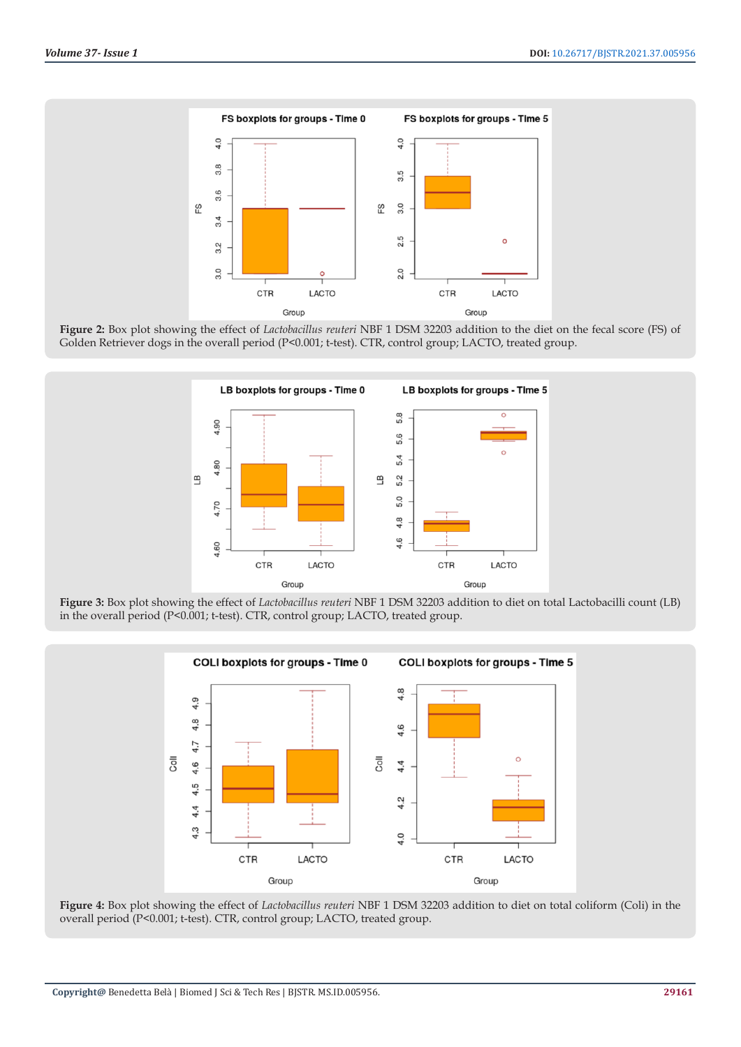**Figure 2:** Box plot showing the effect of *Lactobacillus reuteri* NBF 1 DSM 32203 addition to the diet on the fecal score (FS) of Golden Retriever dogs in the overall period (P<0.001; t-test). CTR, control group; LACTO, treated group.

**Figure 3:** Box plot showing the effect of *Lactobacillus reuteri* NBF 1 DSM 32203 addition to diet on total Lactobacilli count (LB) in the overall period (P<0.001; t-test). CTR, control group; LACTO, treated group.

**Figure 4:** Box plot showing the effect of *Lactobacillus reuteri* NBF 1 DSM 32203 addition to diet on total coliform (Coli) in the overall period (P<0.001; t-test). CTR, control group; LACTO, treated group.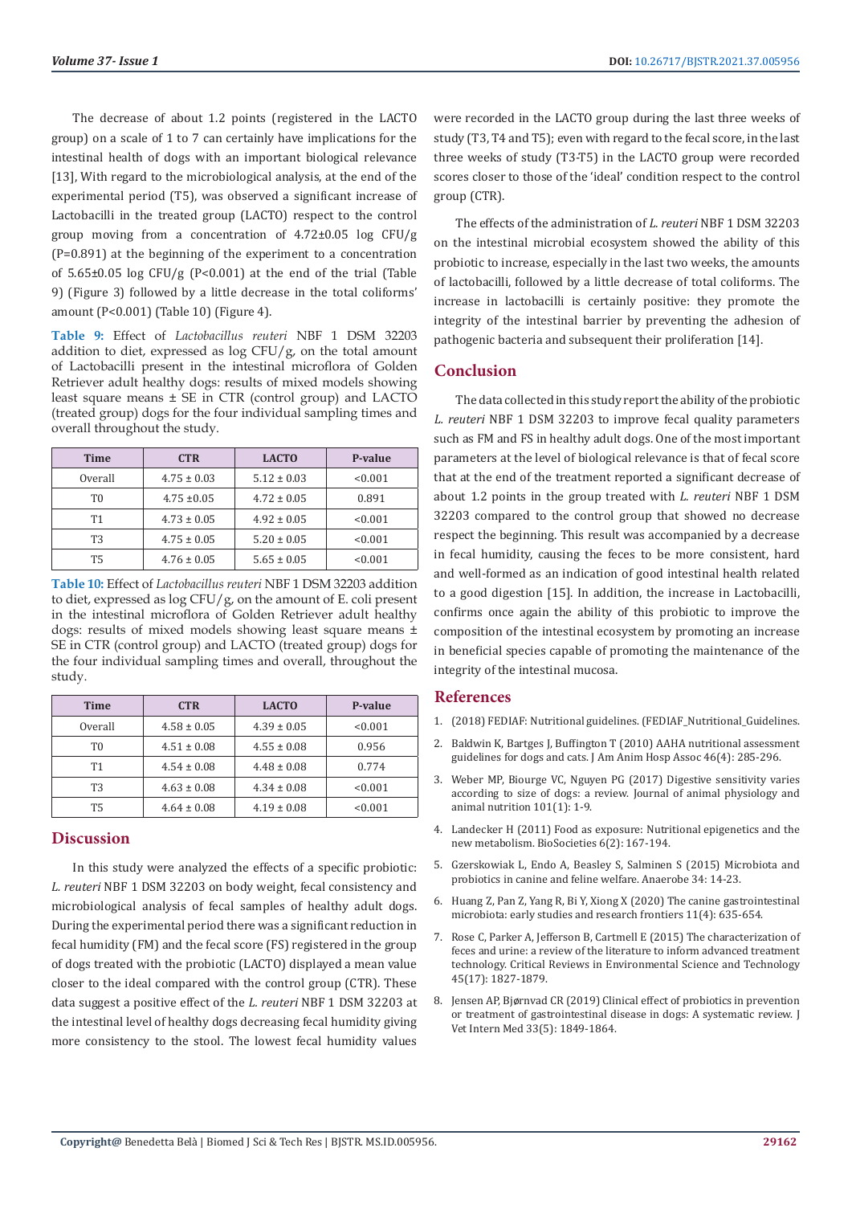The decrease of about 1.2 points (registered in the LACTO group) on a scale of 1 to 7 can certainly have implications for the intestinal health of dogs with an important biological relevance [13], With regard to the microbiological analysis, at the end of the experimental period (T5), was observed a significant increase of Lactobacilli in the treated group (LACTO) respect to the control group moving from a concentration of 4.72±0.05 log CFU/g (P=0.891) at the beginning of the experiment to a concentration of 5.65±0.05 log CFU/g (P<0.001) at the end of the trial (Table 9) (Figure 3) followed by a little decrease in the total coliforms' amount (P<0.001) (Table 10) (Figure 4).

**Table 9:** Effect of *Lactobacillus reuteri* NBF 1 DSM 32203 addition to diet, expressed as log CFU/g, on the total amount of Lactobacilli present in the intestinal microflora of Golden Retriever adult healthy dogs: results of mixed models showing least square means ± SE in CTR (control group) and LACTO (treated group) dogs for the four individual sampling times and overall throughout the study.

| Time | CTR | LACTO | P-value |
|---|---|---|---|
| Overall | 4.75 ± 0.03 | 5.12 ± 0.03 | <0.001 |
| T0 | 4.75 ±0.05 | 4.72 ± 0.05 | 0.891 |
| T1 | 4.73 ± 0.05 | 4.92 ± 0.05 | <0.001 |
| T3 | 4.75 ± 0.05 | 5.20 ± 0.05 | <0.001 |
| T5 | 4.76 ± 0.05 | 5.65 ± 0.05 | <0.001 |

**Table 10:** Effect of *Lactobacillus reuteri* NBF 1 DSM 32203 addition to diet, expressed as log CFU/g, on the amount of E. coli present in the intestinal microflora of Golden Retriever adult healthy dogs: results of mixed models showing least square means ± SE in CTR (control group) and LACTO (treated group) dogs for the four individual sampling times and overall, throughout the study.

| Time | CTR | LACTO | P-value |
|---|---|---|---|
| Overall | 4.58 ± 0.05 | 4.39 ± 0.05 | <0.001 |
| T0 | 4.51 ± 0.08 | 4.55 ± 0.08 | 0.956 |
| T1 | 4.54 ± 0.08 | 4.48 ± 0.08 | 0.774 |
| T3 | 4.63 ± 0.08 | 4.34 ± 0.08 | <0.001 |
| T5 | 4.64 ± 0.08 | 4.19 ± 0.08 | <0.001 |

## Discussion

In this study were analyzed the effects of a specific probiotic: *L. reuteri* NBF 1 DSM 32203 on body weight, fecal consistency and microbiological analysis of fecal samples of healthy adult dogs. During the experimental period there was a significant reduction in fecal humidity (FM) and the fecal score (FS) registered in the group of dogs treated with the probiotic (LACTO) displayed a mean value closer to the ideal compared with the control group (CTR). These data suggest a positive effect of the *L. reuteri* NBF 1 DSM 32203 at the intestinal level of healthy dogs decreasing fecal humidity giving more consistency to the stool. The lowest fecal humidity values were recorded in the LACTO group during the last three weeks of study (T3, T4 and T5); even with regard to the fecal score, in the last three weeks of study (T3-T5) in the LACTO group were recorded scores closer to those of the 'ideal' condition respect to the control group (CTR).

The effects of the administration of *L. reuteri* NBF 1 DSM 32203 on the intestinal microbial ecosystem showed the ability of this probiotic to increase, especially in the last two weeks, the amounts of lactobacilli, followed by a little decrease of total coliforms. The increase in lactobacilli is certainly positive: they promote the integrity of the intestinal barrier by preventing the adhesion of pathogenic bacteria and subsequent their proliferation [14].

## Conclusion

The data collected in this study report the ability of the probiotic *L. reuteri* NBF 1 DSM 32203 to improve fecal quality parameters such as FM and FS in healthy adult dogs. One of the most important parameters at the level of biological relevance is that of fecal score that at the end of the treatment reported a significant decrease of about 1.2 points in the group treated with *L. reuteri* NBF 1 DSM 32203 compared to the control group that showed no decrease respect the beginning. This result was accompanied by a decrease in fecal humidity, causing the feces to be more consistent, hard and well-formed as an indication of good intestinal health related to a good digestion [15]. In addition, the increase in Lactobacilli, confirms once again the ability of this probiotic to improve the composition of the intestinal ecosystem by promoting an increase in beneficial species capable of promoting the maintenance of the integrity of the intestinal mucosa.

## References

1. (2018) FEDIAF: Nutritional guidelines. (FEDIAF_Nutritional_Guidelines.
2. Baldwin K, Bartges J, Buffington T (2010) AAHA nutritional assessment guidelines for dogs and cats. J Am Anim Hosp Assoc 46(4): 285-296.
3. Weber MP, Biourge VC, Nguyen PG (2017) Digestive sensitivity varies according to size of dogs: a review. Journal of animal physiology and animal nutrition 101(1): 1-9.
4. Landecker H (2011) Food as exposure: Nutritional epigenetics and the new metabolism. BioSocieties 6(2): 167-194.
5. Gzerskowiak L, Endo A, Beasley S, Salminen S (2015) Microbiota and probiotics in canine and feline welfare. Anaerobe 34: 14-23.
6. Huang Z, Pan Z, Yang R, Bi Y, Xiong X (2020) The canine gastrointestinal microbiota: early studies and research frontiers 11(4): 635-654.
7. Rose C, Parker A, Jefferson B, Cartmell E (2015) The characterization of feces and urine: a review of the literature to inform advanced treatment technology. Critical Reviews in Environmental Science and Technology 45(17): 1827-1879.
8. Jensen AP, Bjørnvad CR (2019) Clinical effect of probiotics in prevention or treatment of gastrointestinal disease in dogs: A systematic review. J Vet Intern Med 33(5): 1849-1864.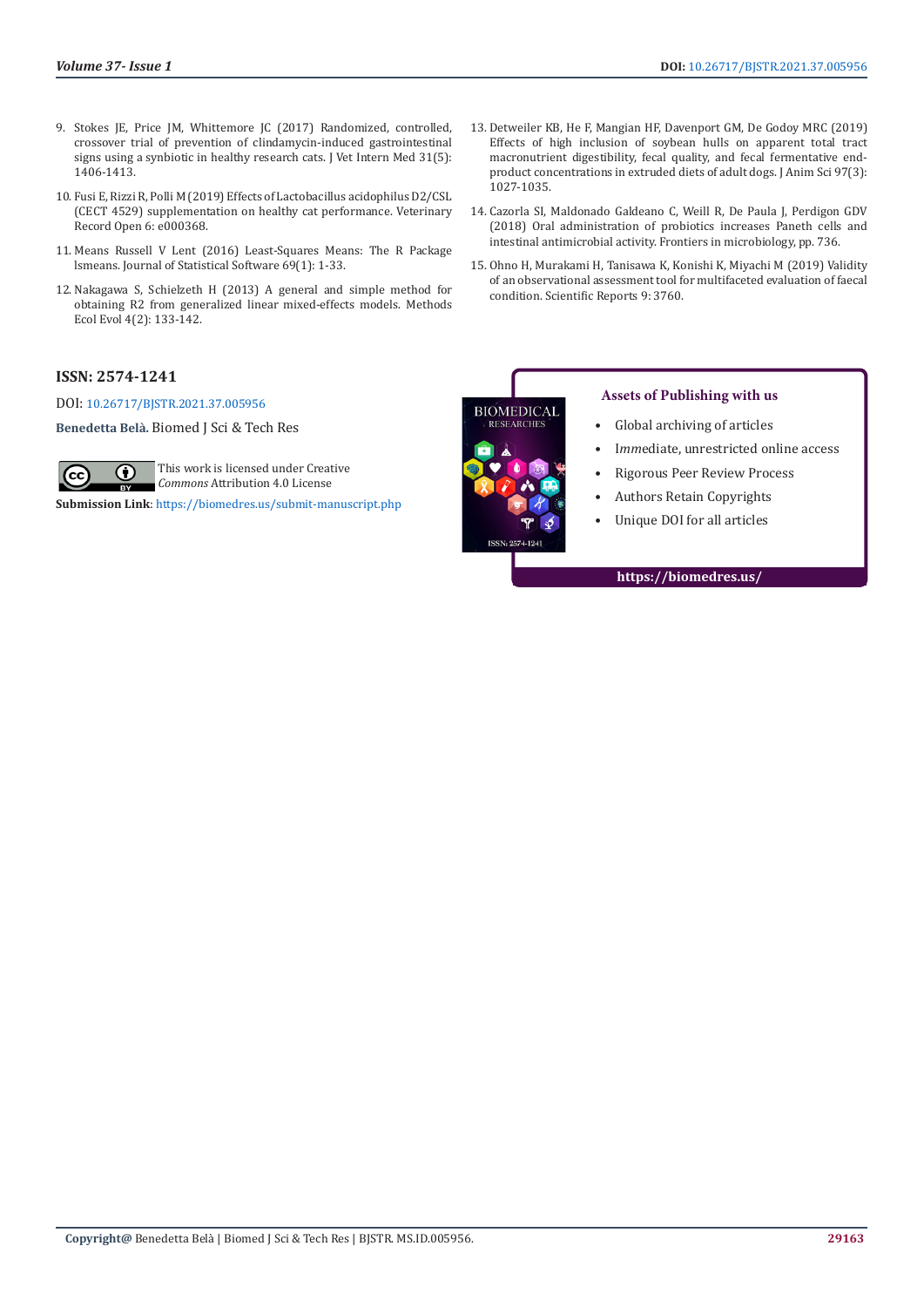9. Stokes JE, Price JM, Whittemore JC (2017) Randomized, controlled, crossover trial of prevention of clindamycin-induced gastrointestinal signs using a synbiotic in healthy research cats. J Vet Intern Med 31(5): 1406-1413.
10. Fusi E, Rizzi R, Polli M (2019) Effects of Lactobacillus acidophilus D2/CSL (CECT 4529) supplementation on healthy cat performance. Veterinary Record Open 6: e000368.
11. Means Russell V Lent (2016) Least-Squares Means: The R Package lsmeans. Journal of Statistical Software 69(1): 1-33.
12. Nakagawa S, Schielzeth H (2013) A general and simple method for obtaining R2 from generalized linear mixed-effects models. Methods Ecol Evol 4(2): 133-142.
13. Detweiler KB, He F, Mangian HF, Davenport GM, De Godoy MRC (2019) Effects of high inclusion of soybean hulls on apparent total tract macronutrient digestibility, fecal quality, and fecal fermentative end-product concentrations in extruded diets of adult dogs. J Anim Sci 97(3): 1027-1035.
14. Cazorla SI, Maldonado Galdeano C, Weill R, De Paula J, Perdigon GDV (2018) Oral administration of probiotics increases Paneth cells and intestinal antimicrobial activity. Frontiers in microbiology, pp. 736.
15. Ohno H, Murakami H, Tanisawa K, Konishi K, Miyachi M (2019) Validity of an observational assessment tool for multifaceted evaluation of faecal condition. Scientific Reports 9: 3760.

**ISSN: 2574-1241**

DOI: 10.26717/BJSTR.2021.37.005956

**Benedetta Belà**. Biomed J Sci & Tech Res

This work is licensed under Creative *Commons* Attribution 4.0 License

**Submission Link**: https://biomedres.us/submit-manuscript.php

### Assets of Publishing with us

- Global archiving of articles
- Immediate, unrestricted online access
- Rigorous Peer Review Process
- Authors Retain Copyrights
- Unique DOI for all articles

**https://biomedres.us/**